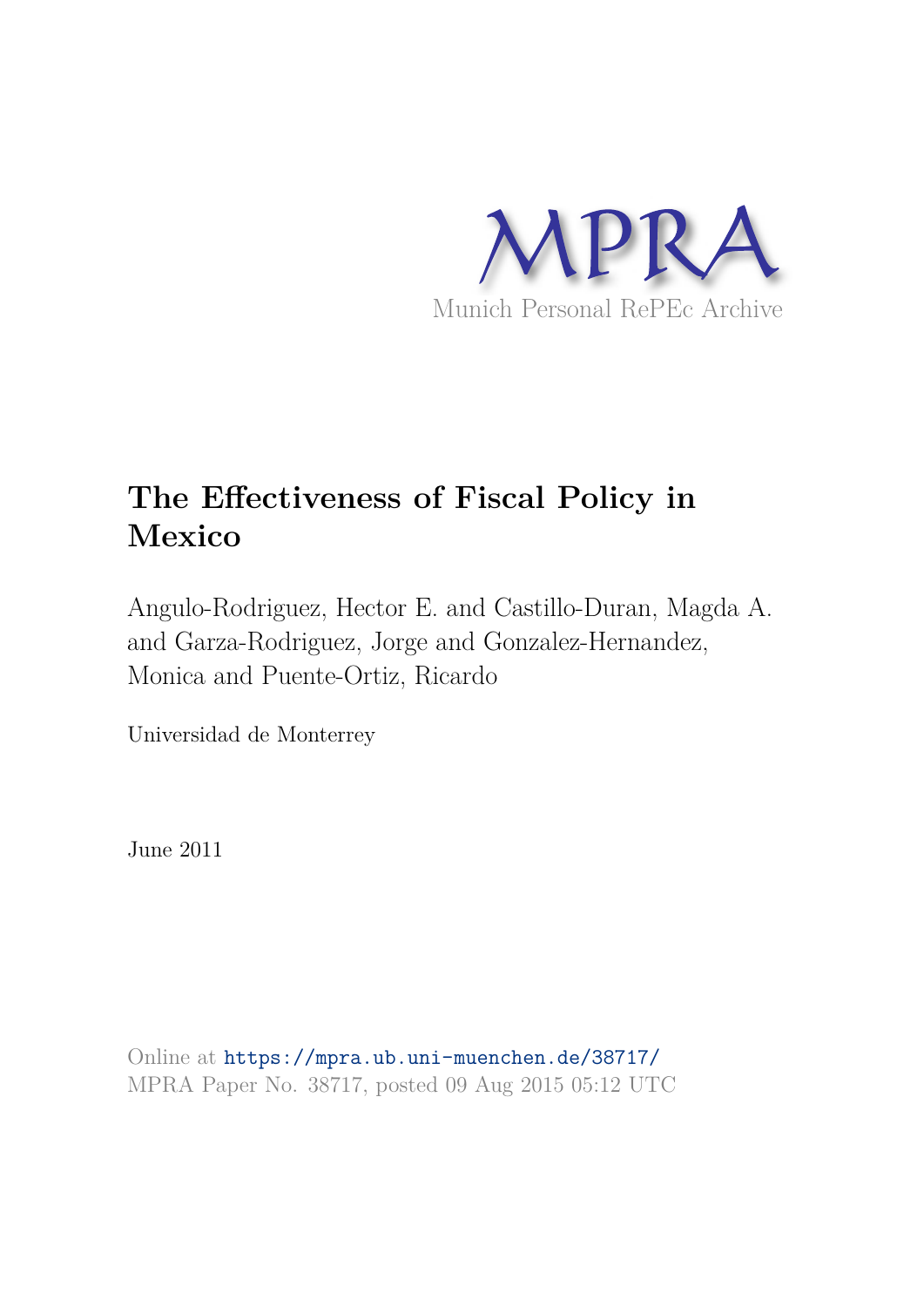MPRA

Munich Personal RePEc Archive

# The Effectiveness of Fiscal Policy in Mexico

Angulo-Rodriguez, Hector E. and Castillo-Duran, Magda A. and Garza-Rodriguez, Jorge and Gonzalez-Hernandez, Monica and Puente-Ortiz, Ricardo

Universidad de Monterrey

June 2011

Online at https://mpra.ub.uni-muenchen.de/38717/
MPRA Paper No. 38717, posted 09 Aug 2015 05:12 UTC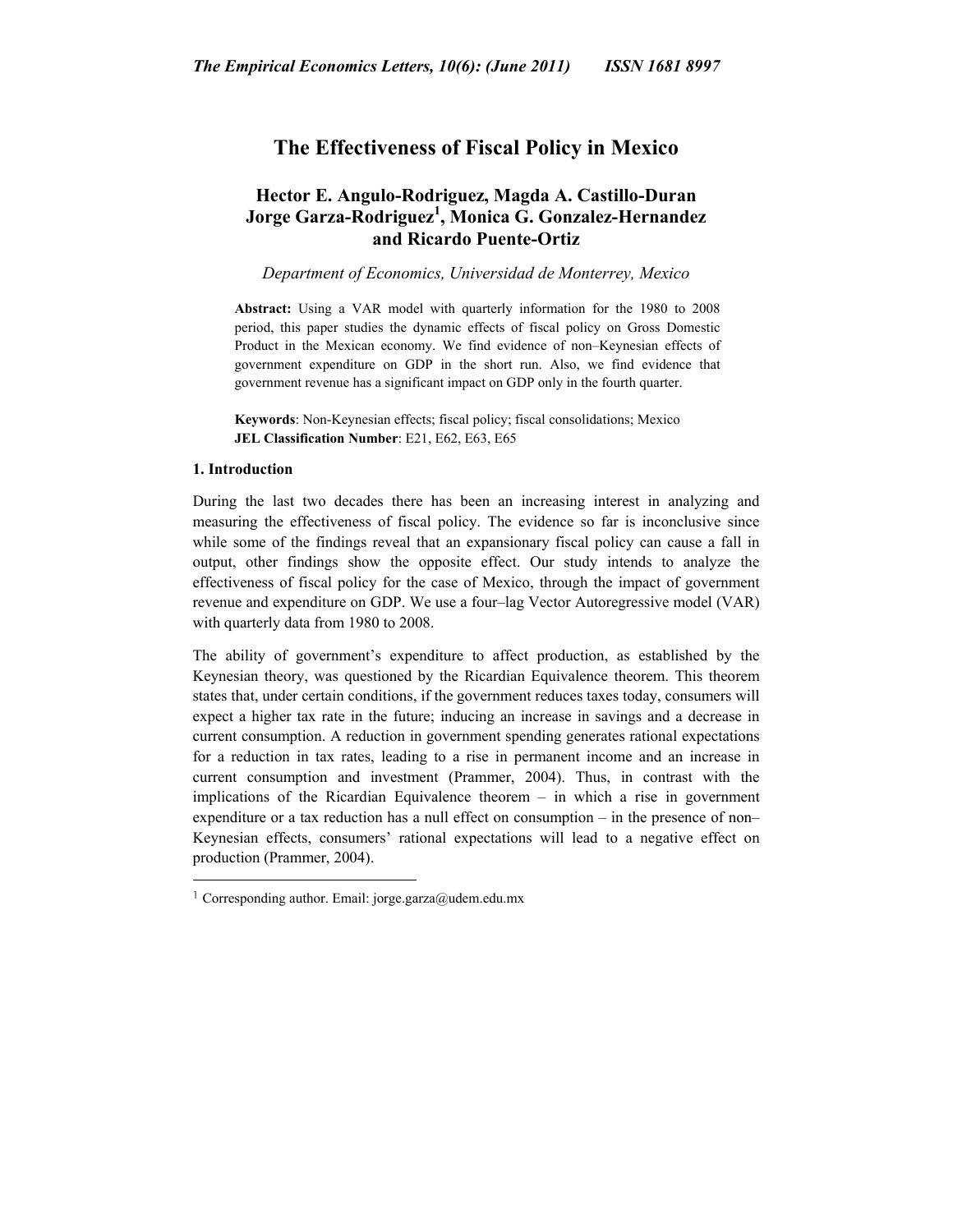# The Effectiveness of Fiscal Policy in Mexico

## Hector E. Angulo-Rodriguez, Magda A. Castillo-Duran Jorge Garza-Rodriguez[1], Monica G. Gonzalez-Hernandez and Ricardo Puente-Ortiz

*Department of Economics, Universidad de Monterrey, Mexico*

**Abstract:** Using a VAR model with quarterly information for the 1980 to 2008 period, this paper studies the dynamic effects of fiscal policy on Gross Domestic Product in the Mexican economy. We find evidence of non–Keynesian effects of government expenditure on GDP in the short run. Also, we find evidence that government revenue has a significant impact on GDP only in the fourth quarter.

**Keywords**: Non-Keynesian effects; fiscal policy; fiscal consolidations; Mexico
**JEL Classification Number**: E21, E62, E63, E65

### 1. Introduction

During the last two decades there has been an increasing interest in analyzing and measuring the effectiveness of fiscal policy. The evidence so far is inconclusive since while some of the findings reveal that an expansionary fiscal policy can cause a fall in output, other findings show the opposite effect. Our study intends to analyze the effectiveness of fiscal policy for the case of Mexico, through the impact of government revenue and expenditure on GDP. We use a four–lag Vector Autoregressive model (VAR) with quarterly data from 1980 to 2008.

The ability of government's expenditure to affect production, as established by the Keynesian theory, was questioned by the Ricardian Equivalence theorem. This theorem states that, under certain conditions, if the government reduces taxes today, consumers will expect a higher tax rate in the future; inducing an increase in savings and a decrease in current consumption. A reduction in government spending generates rational expectations for a reduction in tax rates, leading to a rise in permanent income and an increase in current consumption and investment (Prammer, 2004). Thus, in contrast with the implications of the Ricardian Equivalence theorem – in which a rise in government expenditure or a tax reduction has a null effect on consumption – in the presence of non–Keynesian effects, consumers' rational expectations will lead to a negative effect on production (Prammer, 2004).

[1] Corresponding author. Email: jorge.garza@udem.edu.mx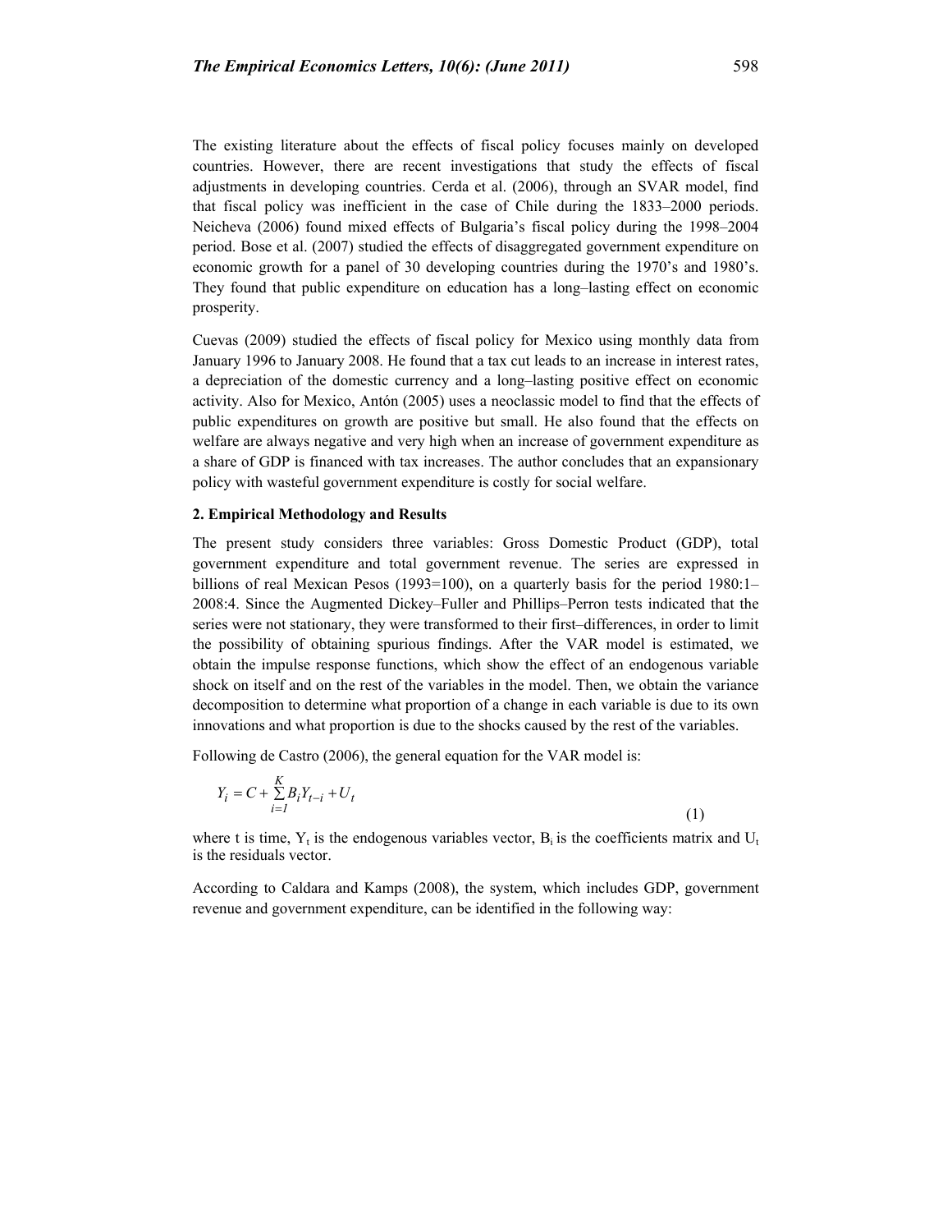The existing literature about the effects of fiscal policy focuses mainly on developed countries. However, there are recent investigations that study the effects of fiscal adjustments in developing countries. Cerda et al. (2006), through an SVAR model, find that fiscal policy was inefficient in the case of Chile during the 1833–2000 periods. Neicheva (2006) found mixed effects of Bulgaria's fiscal policy during the 1998–2004 period. Bose et al. (2007) studied the effects of disaggregated government expenditure on economic growth for a panel of 30 developing countries during the 1970's and 1980's. They found that public expenditure on education has a long–lasting effect on economic prosperity.

Cuevas (2009) studied the effects of fiscal policy for Mexico using monthly data from January 1996 to January 2008. He found that a tax cut leads to an increase in interest rates, a depreciation of the domestic currency and a long–lasting positive effect on economic activity. Also for Mexico, Antón (2005) uses a neoclassic model to find that the effects of public expenditures on growth are positive but small. He also found that the effects on welfare are always negative and very high when an increase of government expenditure as a share of GDP is financed with tax increases. The author concludes that an expansionary policy with wasteful government expenditure is costly for social welfare.

## 2. Empirical Methodology and Results

The present study considers three variables: Gross Domestic Product (GDP), total government expenditure and total government revenue. The series are expressed in billions of real Mexican Pesos (1993=100), on a quarterly basis for the period 1980:1–2008:4. Since the Augmented Dickey–Fuller and Phillips–Perron tests indicated that the series were not stationary, they were transformed to their first–differences, in order to limit the possibility of obtaining spurious findings. After the VAR model is estimated, we obtain the impulse response functions, which show the effect of an endogenous variable shock on itself and on the rest of the variables in the model. Then, we obtain the variance decomposition to determine what proportion of a change in each variable is due to its own innovations and what proportion is due to the shocks caused by the rest of the variables.

Following de Castro (2006), the general equation for the VAR model is:

$$Y_i = C + \sum_{i=1}^{K} B_i Y_{t-i} + U_t \tag{1}$$

where t is time, $Y_t$ is the endogenous variables vector, $B_i$ is the coefficients matrix and $U_t$ is the residuals vector.

According to Caldara and Kamps (2008), the system, which includes GDP, government revenue and government expenditure, can be identified in the following way: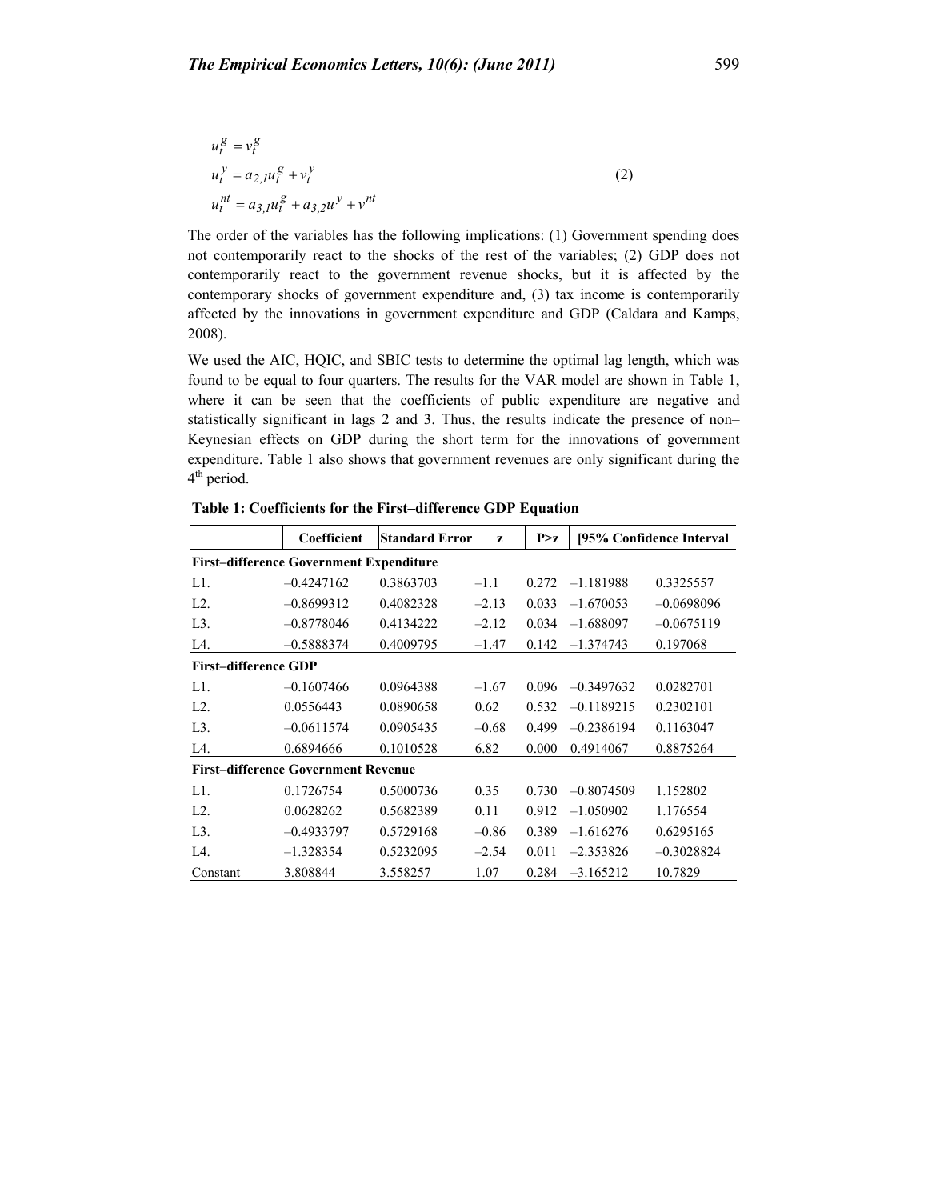$$
\begin{aligned}
u_t^g &= v_t^g \\
u_t^y &= a_{2,1} u_t^g + v_t^y \\
u_t^{nt} &= a_{3,1} u_t^g + a_{3,2} u^y + v^{nt}
\end{aligned}
\tag{2}
$$

The order of the variables has the following implications: (1) Government spending does not contemporarily react to the shocks of the rest of the variables; (2) GDP does not contemporarily react to the government revenue shocks, but it is affected by the contemporary shocks of government expenditure and, (3) tax income is contemporarily affected by the innovations in government expenditure and GDP (Caldara and Kamps, 2008).

We used the AIC, HQIC, and SBIC tests to determine the optimal lag length, which was found to be equal to four quarters. The results for the VAR model are shown in Table 1, where it can be seen that the coefficients of public expenditure are negative and statistically significant in lags 2 and 3. Thus, the results indicate the presence of non–Keynesian effects on GDP during the short term for the innovations of government expenditure. Table 1 also shows that government revenues are only significant during the 4th period.

**Table 1: Coefficients for the First–difference GDP Equation**

| | Coefficient | Standard Error | z | P>z | [95% Confidence Interval | |
|---|---|---|---|---|---|---|
| **First–difference Government Expenditure** | | | | | | |
| L1. | –0.4247162 | 0.3863703 | –1.1 | 0.272 | –1.181988 | 0.3325557 |
| L2. | –0.8699312 | 0.4082328 | –2.13 | 0.033 | –1.670053 | –0.0698096 |
| L3. | –0.8778046 | 0.4134222 | –2.12 | 0.034 | –1.688097 | –0.0675119 |
| L4. | –0.5888374 | 0.4009795 | –1.47 | 0.142 | –1.374743 | 0.197068 |
| **First–difference GDP** | | | | | | |
| L1. | –0.1607466 | 0.0964388 | –1.67 | 0.096 | –0.3497632 | 0.0282701 |
| L2. | 0.0556443 | 0.0890658 | 0.62 | 0.532 | –0.1189215 | 0.2302101 |
| L3. | –0.0611574 | 0.0905435 | –0.68 | 0.499 | –0.2386194 | 0.1163047 |
| L4. | 0.6894666 | 0.1010528 | 6.82 | 0.000 | 0.4914067 | 0.8875264 |
| **First–difference Government Revenue** | | | | | | |
| L1. | 0.1726754 | 0.5000736 | 0.35 | 0.730 | –0.8074509 | 1.152802 |
| L2. | 0.0628262 | 0.5682389 | 0.11 | 0.912 | –1.050902 | 1.176554 |
| L3. | –0.4933797 | 0.5729168 | –0.86 | 0.389 | –1.616276 | 0.6295165 |
| L4. | –1.328354 | 0.5232095 | –2.54 | 0.011 | –2.353826 | –0.3028824 |
| Constant | 3.808844 | 3.558257 | 1.07 | 0.284 | –3.165212 | 10.7829 |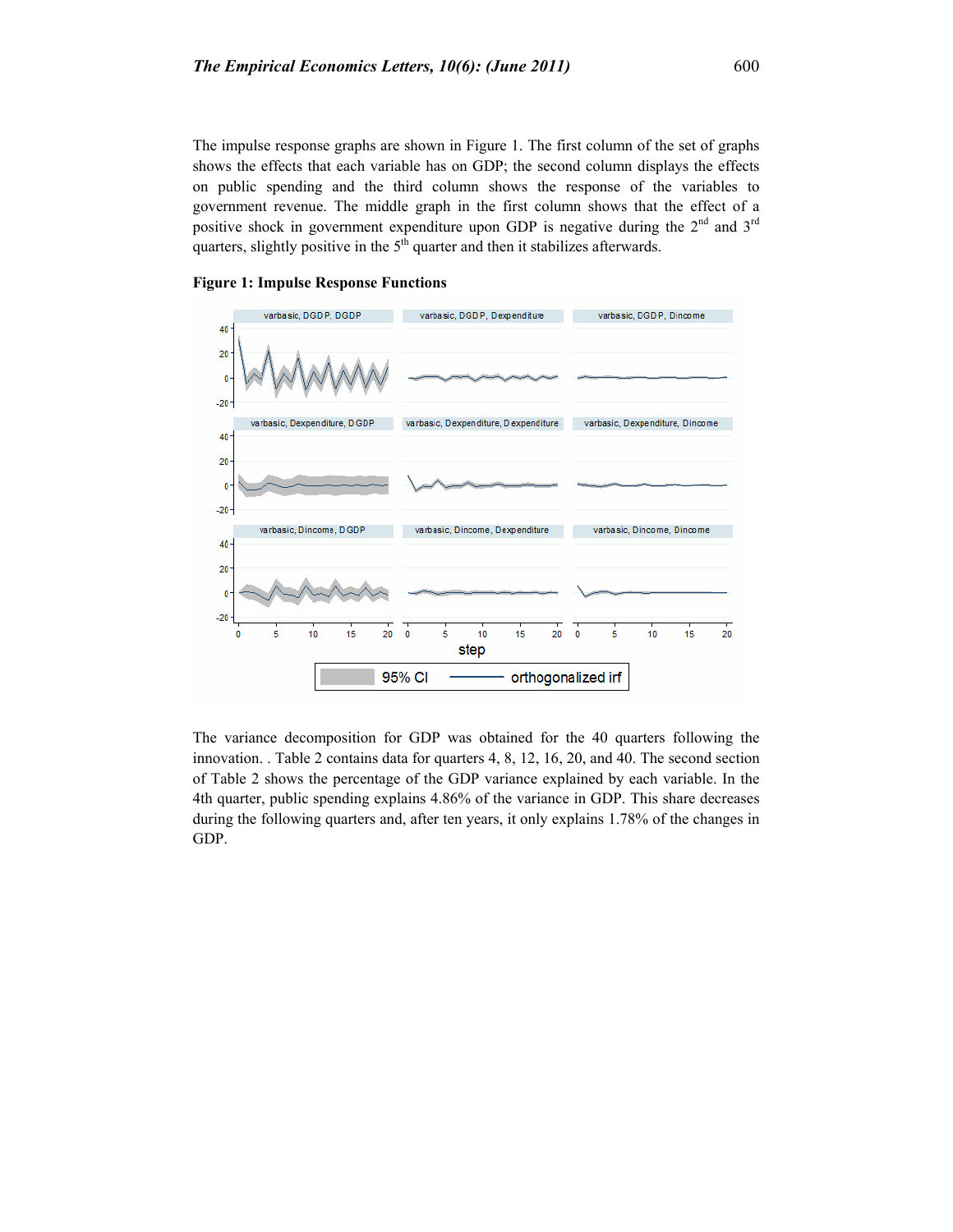The impulse response graphs are shown in Figure 1. The first column of the set of graphs shows the effects that each variable has on GDP; the second column displays the effects on public spending and the third column shows the response of the variables to government revenue. The middle graph in the first column shows that the effect of a positive shock in government expenditure upon GDP is negative during the 2nd and 3rd quarters, slightly positive in the 5th quarter and then it stabilizes afterwards.

**Figure 1: Impulse Response Functions**

The variance decomposition for GDP was obtained for the 40 quarters following the innovation. . Table 2 contains data for quarters 4, 8, 12, 16, 20, and 40. The second section of Table 2 shows the percentage of the GDP variance explained by each variable. In the 4th quarter, public spending explains 4.86% of the variance in GDP. This share decreases during the following quarters and, after ten years, it only explains 1.78% of the changes in GDP.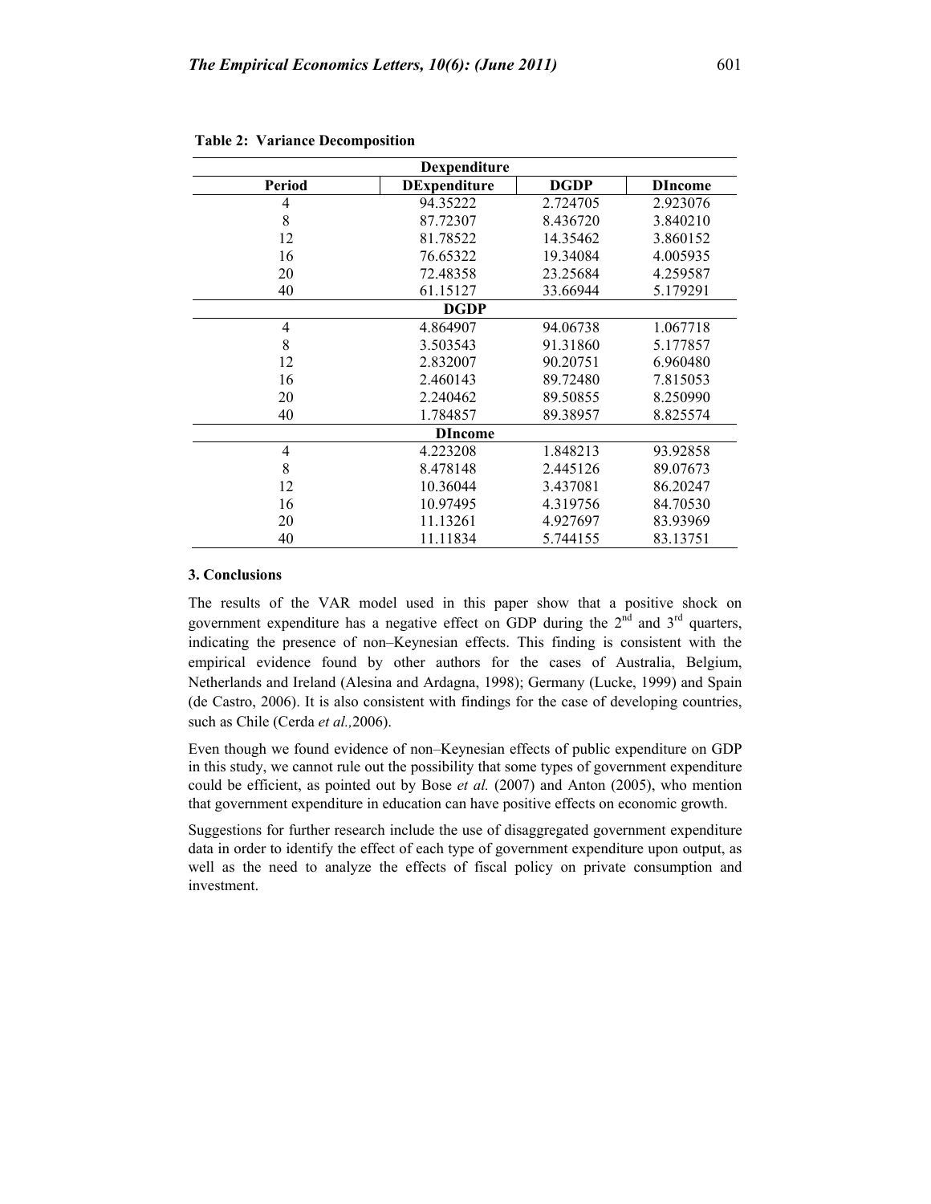**Table 2: Variance Decomposition**

| Period | DExpenditure | DGDP | DIncome |
|---|---|---|---|
| **Dexpenditure** | | | |
| 4 | 94.35222 | 2.724705 | 2.923076 |
| 8 | 87.72307 | 8.436720 | 3.840210 |
| 12 | 81.78522 | 14.35462 | 3.860152 |
| 16 | 76.65322 | 19.34084 | 4.005935 |
| 20 | 72.48358 | 23.25684 | 4.259587 |
| 40 | 61.15127 | 33.66944 | 5.179291 |
| **DGDP** | | | |
| 4 | 4.864907 | 94.06738 | 1.067718 |
| 8 | 3.503543 | 91.31860 | 5.177857 |
| 12 | 2.832007 | 90.20751 | 6.960480 |
| 16 | 2.460143 | 89.72480 | 7.815053 |
| 20 | 2.240462 | 89.50855 | 8.250990 |
| 40 | 1.784857 | 89.38957 | 8.825574 |
| **DIncome** | | | |
| 4 | 4.223208 | 1.848213 | 93.92858 |
| 8 | 8.478148 | 2.445126 | 89.07673 |
| 12 | 10.36044 | 3.437081 | 86.20247 |
| 16 | 10.97495 | 4.319756 | 84.70530 |
| 20 | 11.13261 | 4.927697 | 83.93969 |
| 40 | 11.11834 | 5.744155 | 83.13751 |

## 3. Conclusions

The results of the VAR model used in this paper show that a positive shock on government expenditure has a negative effect on GDP during the 2nd and 3rd quarters, indicating the presence of non–Keynesian effects. This finding is consistent with the empirical evidence found by other authors for the cases of Australia, Belgium, Netherlands and Ireland (Alesina and Ardagna, 1998); Germany (Lucke, 1999) and Spain (de Castro, 2006). It is also consistent with findings for the case of developing countries, such as Chile (Cerda *et al.,*2006).

Even though we found evidence of non–Keynesian effects of public expenditure on GDP in this study, we cannot rule out the possibility that some types of government expenditure could be efficient, as pointed out by Bose *et al.* (2007) and Anton (2005), who mention that government expenditure in education can have positive effects on economic growth.

Suggestions for further research include the use of disaggregated government expenditure data in order to identify the effect of each type of government expenditure upon output, as well as the need to analyze the effects of fiscal policy on private consumption and investment.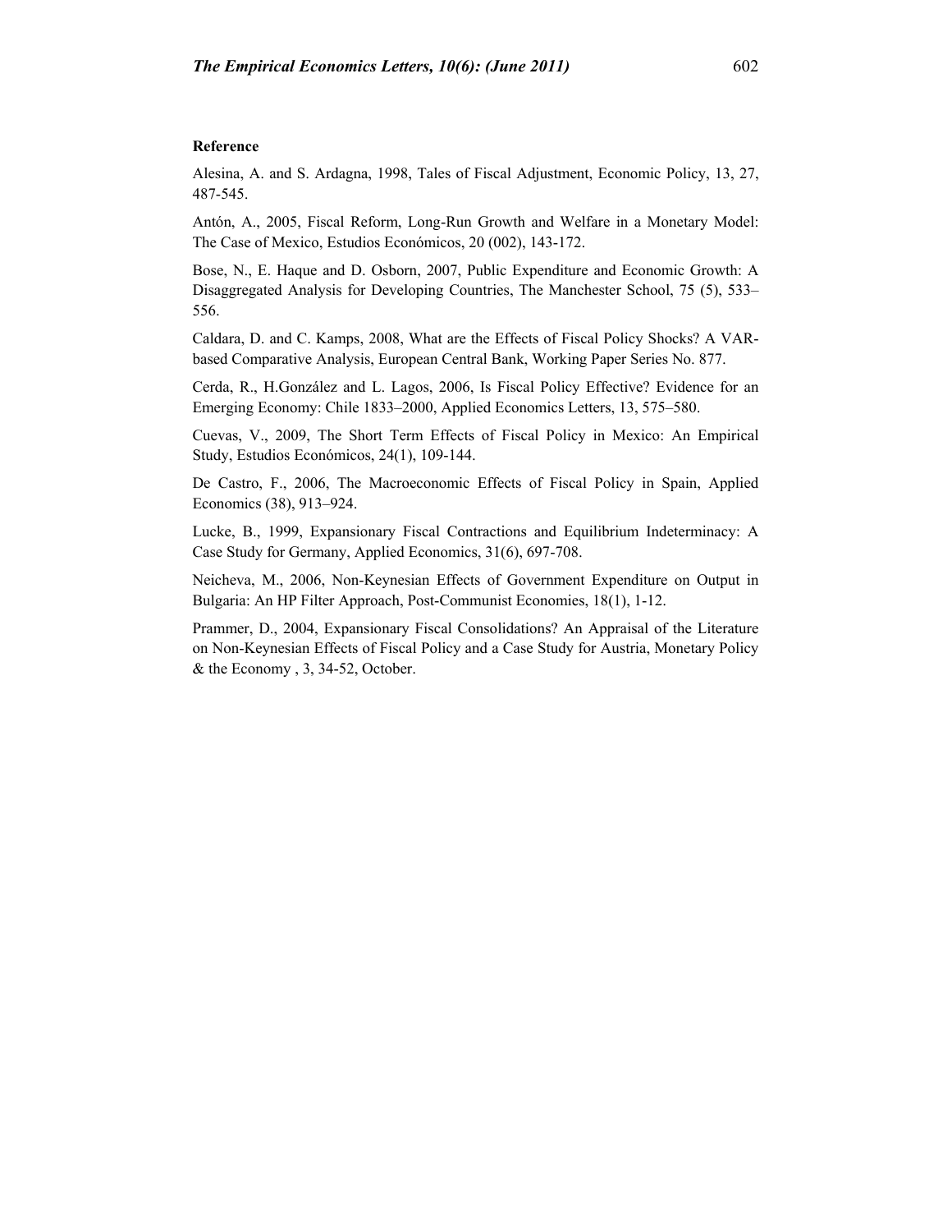**Reference**

Alesina, A. and S. Ardagna, 1998, Tales of Fiscal Adjustment, Economic Policy, 13, 27, 487-545.

Antón, A., 2005, Fiscal Reform, Long-Run Growth and Welfare in a Monetary Model: The Case of Mexico, Estudios Económicos, 20 (002), 143-172.

Bose, N., E. Haque and D. Osborn, 2007, Public Expenditure and Economic Growth: A Disaggregated Analysis for Developing Countries, The Manchester School, 75 (5), 533–556.

Caldara, D. and C. Kamps, 2008, What are the Effects of Fiscal Policy Shocks? A VAR-based Comparative Analysis, European Central Bank, Working Paper Series No. 877.

Cerda, R., H.González and L. Lagos, 2006, Is Fiscal Policy Effective? Evidence for an Emerging Economy: Chile 1833–2000, Applied Economics Letters, 13, 575–580.

Cuevas, V., 2009, The Short Term Effects of Fiscal Policy in Mexico: An Empirical Study, Estudios Económicos, 24(1), 109-144.

De Castro, F., 2006, The Macroeconomic Effects of Fiscal Policy in Spain, Applied Economics (38), 913–924.

Lucke, B., 1999, Expansionary Fiscal Contractions and Equilibrium Indeterminacy: A Case Study for Germany, Applied Economics, 31(6), 697-708.

Neicheva, M., 2006, Non-Keynesian Effects of Government Expenditure on Output in Bulgaria: An HP Filter Approach, Post-Communist Economies, 18(1), 1-12.

Prammer, D., 2004, Expansionary Fiscal Consolidations? An Appraisal of the Literature on Non-Keynesian Effects of Fiscal Policy and a Case Study for Austria, Monetary Policy & the Economy , 3, 34-52, October.